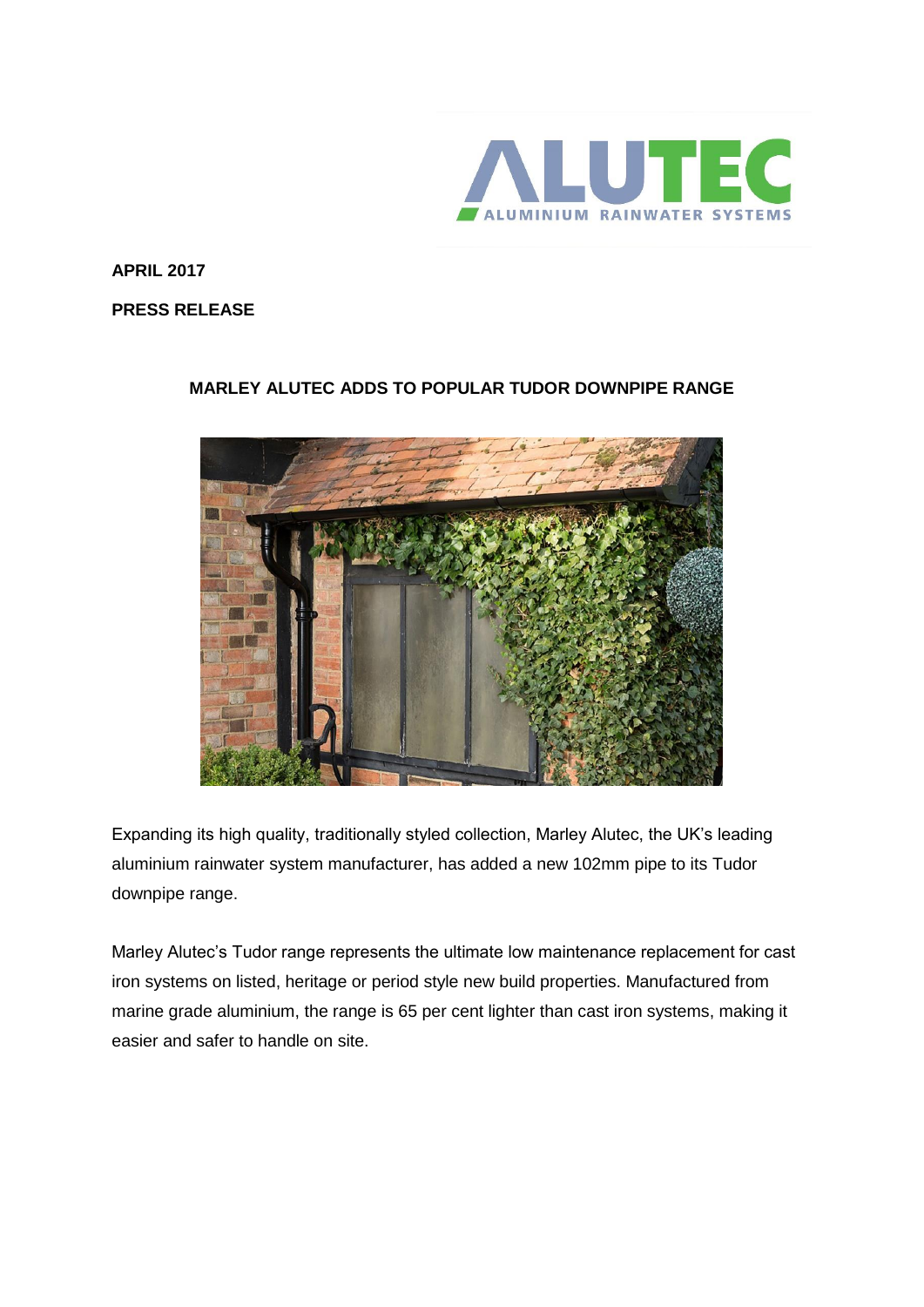**APRIL 2017**

**PRESS RELEASE**

## MARLEY ALUTEC ADDS TO POPULAR TUDOR DOWNPIPE RANGE

Expanding its high quality, traditionally styled collection, Marley Alutec, the UK's leading aluminium rainwater system manufacturer, has added a new 102mm pipe to its Tudor downpipe range.

Marley Alutec's Tudor range represents the ultimate low maintenance replacement for cast iron systems on listed, heritage or period style new build properties. Manufactured from marine grade aluminium, the range is 65 per cent lighter than cast iron systems, making it easier and safer to handle on site.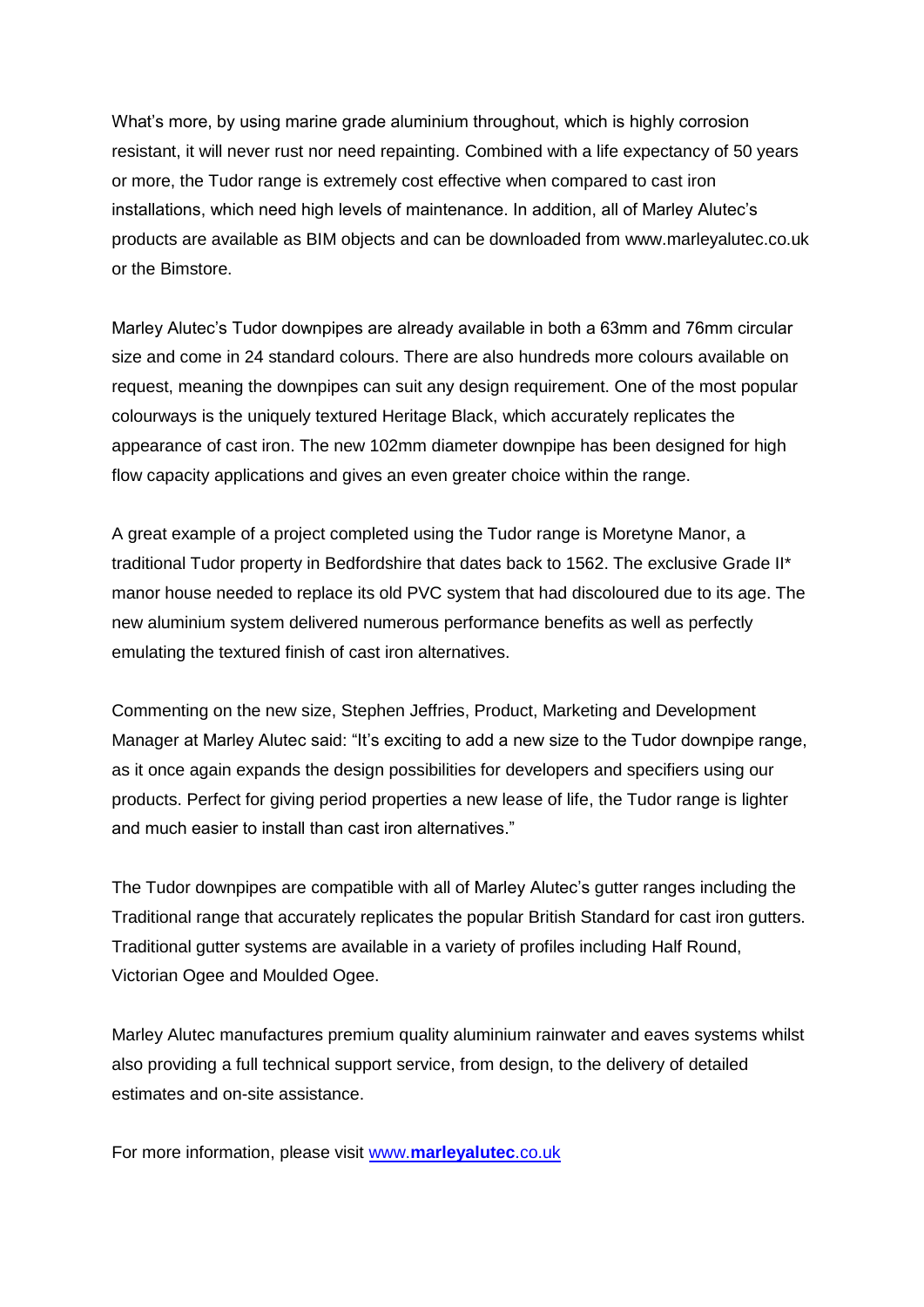What's more, by using marine grade aluminium throughout, which is highly corrosion resistant, it will never rust nor need repainting. Combined with a life expectancy of 50 years or more, the Tudor range is extremely cost effective when compared to cast iron installations, which need high levels of maintenance. In addition, all of Marley Alutec's products are available as BIM objects and can be downloaded from www.marleyalutec.co.uk or the Bimstore.

Marley Alutec's Tudor downpipes are already available in both a 63mm and 76mm circular size and come in 24 standard colours. There are also hundreds more colours available on request, meaning the downpipes can suit any design requirement. One of the most popular colourways is the uniquely textured Heritage Black, which accurately replicates the appearance of cast iron. The new 102mm diameter downpipe has been designed for high flow capacity applications and gives an even greater choice within the range.

A great example of a project completed using the Tudor range is Moretyne Manor, a traditional Tudor property in Bedfordshire that dates back to 1562. The exclusive Grade II* manor house needed to replace its old PVC system that had discoloured due to its age. The new aluminium system delivered numerous performance benefits as well as perfectly emulating the textured finish of cast iron alternatives.

Commenting on the new size, Stephen Jeffries, Product, Marketing and Development Manager at Marley Alutec said: "It's exciting to add a new size to the Tudor downpipe range, as it once again expands the design possibilities for developers and specifiers using our products. Perfect for giving period properties a new lease of life, the Tudor range is lighter and much easier to install than cast iron alternatives."

The Tudor downpipes are compatible with all of Marley Alutec's gutter ranges including the Traditional range that accurately replicates the popular British Standard for cast iron gutters. Traditional gutter systems are available in a variety of profiles including Half Round, Victorian Ogee and Moulded Ogee.

Marley Alutec manufactures premium quality aluminium rainwater and eaves systems whilst also providing a full technical support service, from design, to the delivery of detailed estimates and on-site assistance.

For more information, please visit [www.**marleyalutec**.co.uk](http://www.marleyalutec.co.uk)